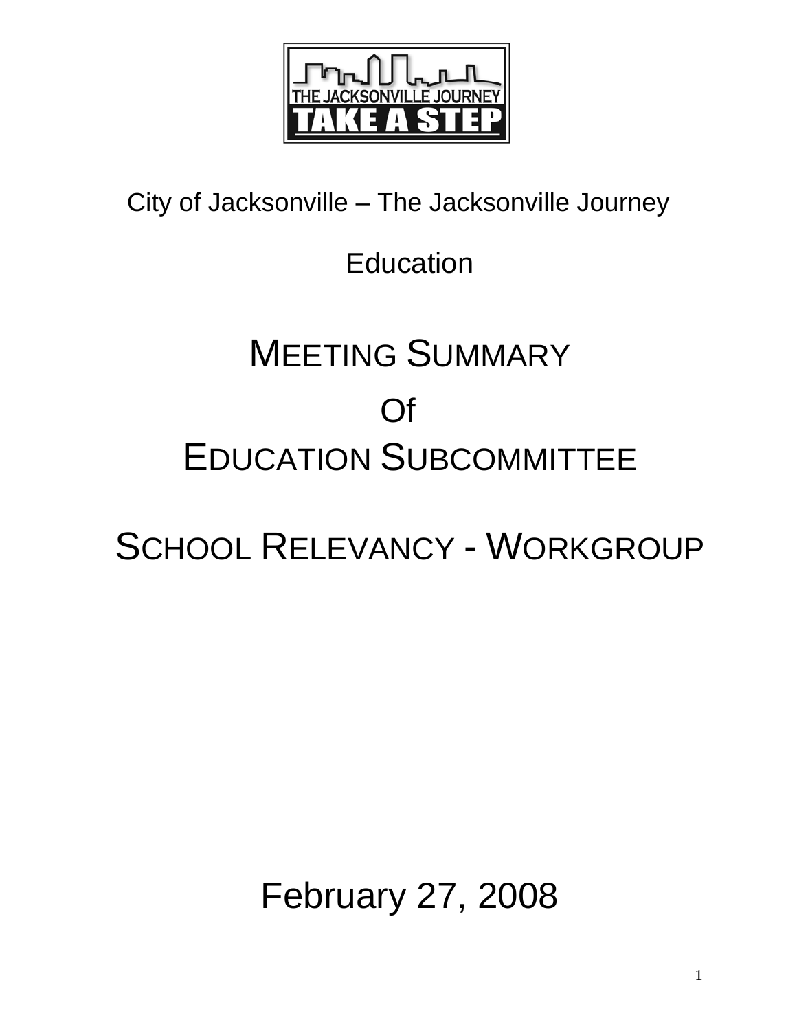City of Jacksonville – The Jacksonville Journey

Education

# MEETING SUMMARY

# Of

# EDUCATION SUBCOMMITTEE

# SCHOOL RELEVANCY - WORKGROUP

February 27, 2008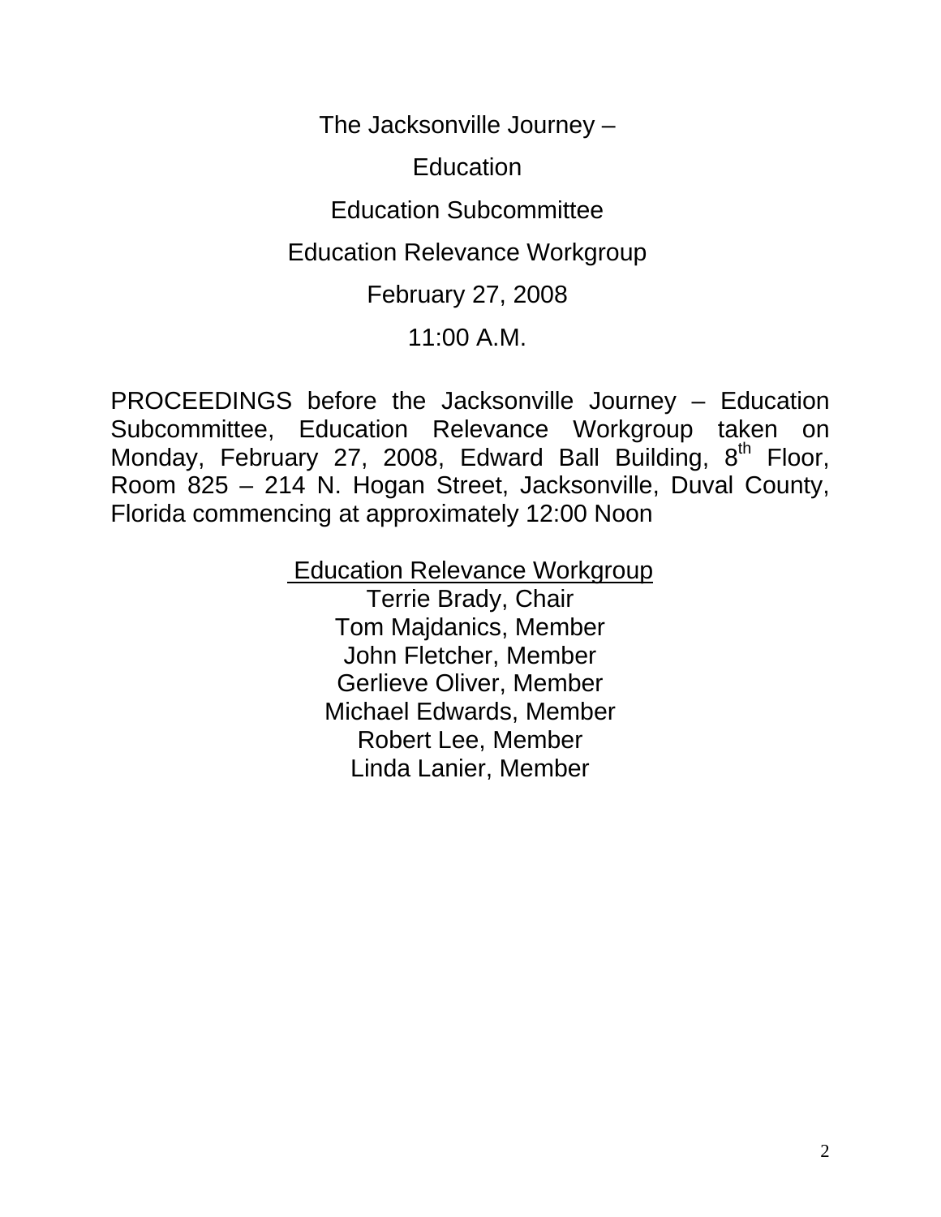The Jacksonville Journey –

Education

Education Subcommittee

Education Relevance Workgroup

February 27, 2008

11:00 A.M.

PROCEEDINGS before the Jacksonville Journey – Education Subcommittee, Education Relevance Workgroup taken on Monday, February 27, 2008, Edward Ball Building, 8th Floor, Room 825 – 214 N. Hogan Street, Jacksonville, Duval County, Florida commencing at approximately 12:00 Noon

<u>Education Relevance Workgroup</u>

Terrie Brady, Chair
Tom Majdanics, Member
John Fletcher, Member
Gerlieve Oliver, Member
Michael Edwards, Member
Robert Lee, Member
Linda Lanier, Member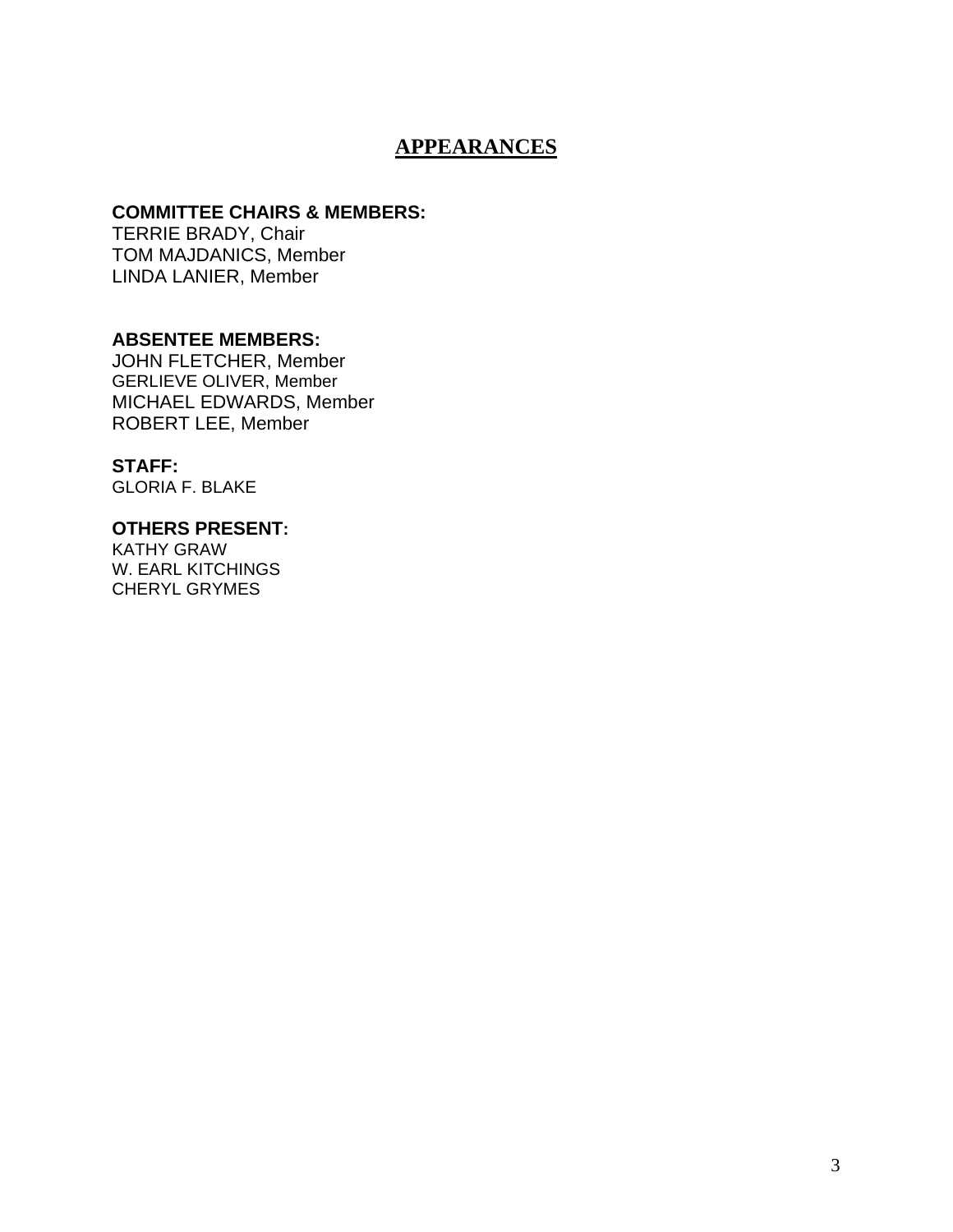# APPEARANCES

**COMMITTEE CHAIRS & MEMBERS:**
TERRIE BRADY, Chair
TOM MAJDANICS, Member
LINDA LANIER, Member

**ABSENTEE MEMBERS:**
JOHN FLETCHER, Member
GERLIEVE OLIVER, Member
MICHAEL EDWARDS, Member
ROBERT LEE, Member

**STAFF:**
GLORIA F. BLAKE

**OTHERS PRESENT:**
KATHY GRAW
W. EARL KITCHINGS
CHERYL GRYMES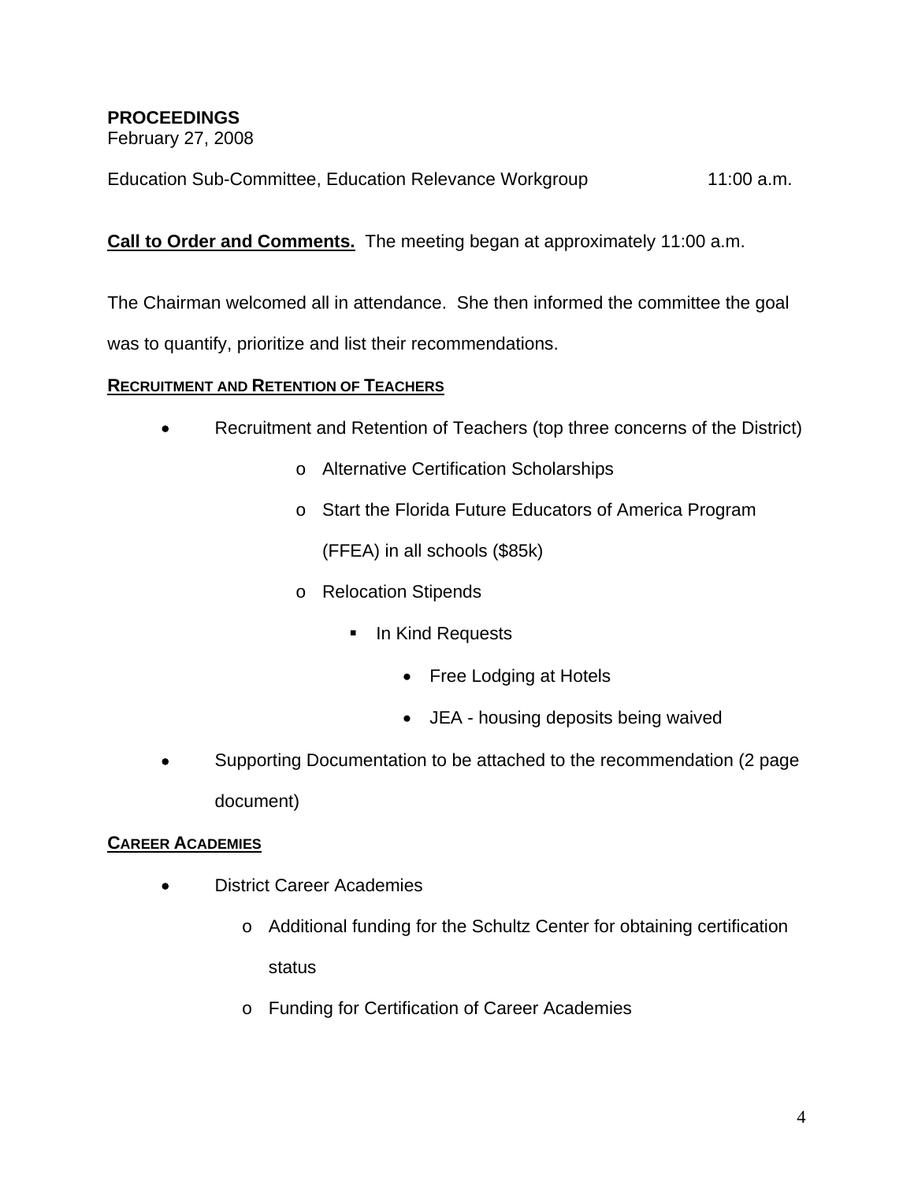**PROCEEDINGS**
February 27, 2008

Education Sub-Committee, Education Relevance Workgroup 11:00 a.m.

**Call to Order and Comments.** The meeting began at approximately 11:00 a.m.

The Chairman welcomed all in attendance. She then informed the committee the goal was to quantify, prioritize and list their recommendations.

**RECRUITMENT AND RETENTION OF TEACHERS**

- Recruitment and Retention of Teachers (top three concerns of the District)
  - Alternative Certification Scholarships
  - Start the Florida Future Educators of America Program (FFEA) in all schools ($85k)
  - Relocation Stipends
    - In Kind Requests
      - Free Lodging at Hotels
      - JEA - housing deposits being waived
- Supporting Documentation to be attached to the recommendation (2 page document)

**CAREER ACADEMIES**

- District Career Academies
  - Additional funding for the Schultz Center for obtaining certification status
  - Funding for Certification of Career Academies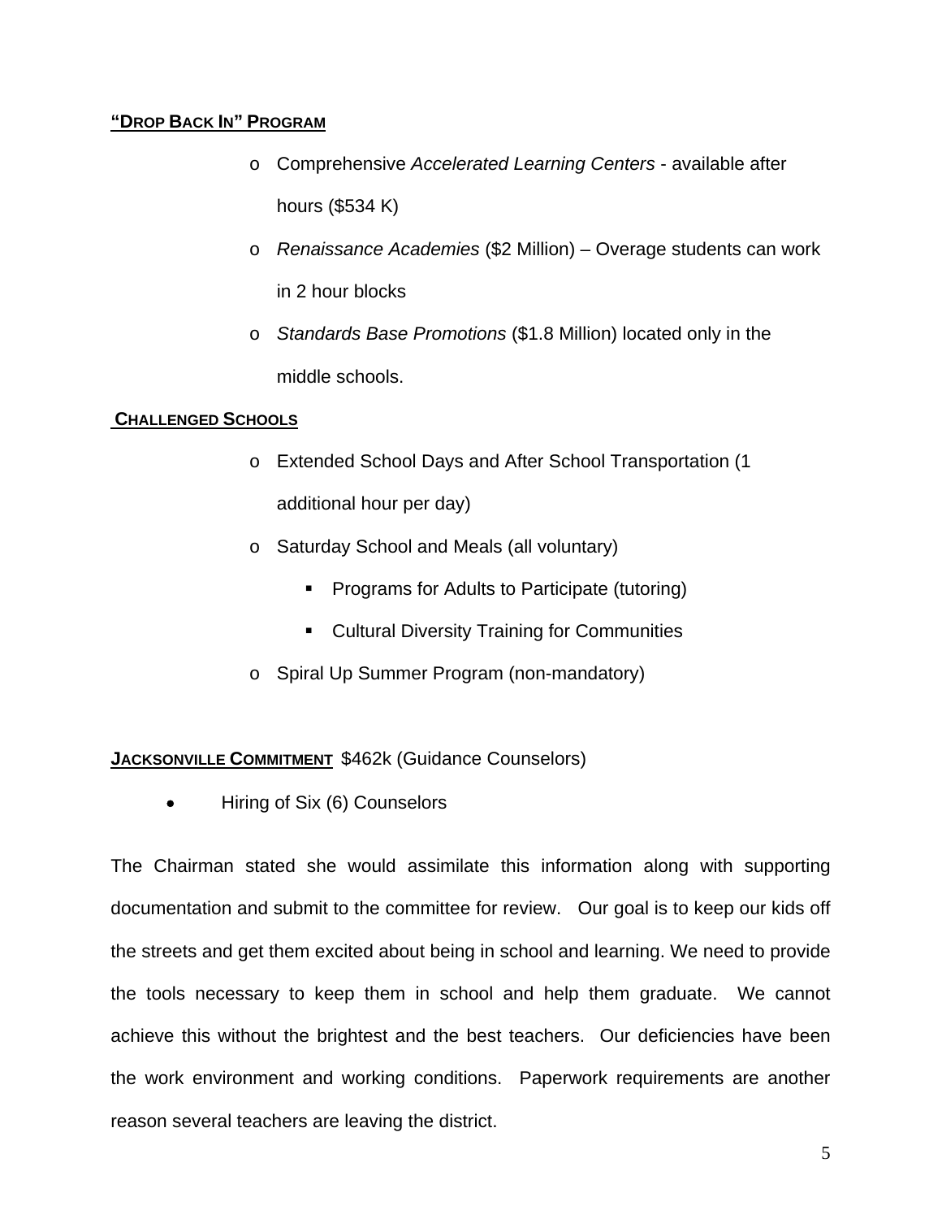**“DROP BACK IN” PROGRAM**

- Comprehensive *Accelerated Learning Centers* - available after hours ($534 K)
- *Renaissance Academies* ($2 Million) – Overage students can work in 2 hour blocks
- *Standards Base Promotions* ($1.8 Million) located only in the middle schools.

**CHALLENGED SCHOOLS**

- Extended School Days and After School Transportation (1 additional hour per day)
- Saturday School and Meals (all voluntary)
  - Programs for Adults to Participate (tutoring)
  - Cultural Diversity Training for Communities
- Spiral Up Summer Program (non-mandatory)

**JACKSONVILLE COMMITMENT** $462k (Guidance Counselors)

- Hiring of Six (6) Counselors

The Chairman stated she would assimilate this information along with supporting documentation and submit to the committee for review. Our goal is to keep our kids off the streets and get them excited about being in school and learning. We need to provide the tools necessary to keep them in school and help them graduate. We cannot achieve this without the brightest and the best teachers. Our deficiencies have been the work environment and working conditions. Paperwork requirements are another reason several teachers are leaving the district.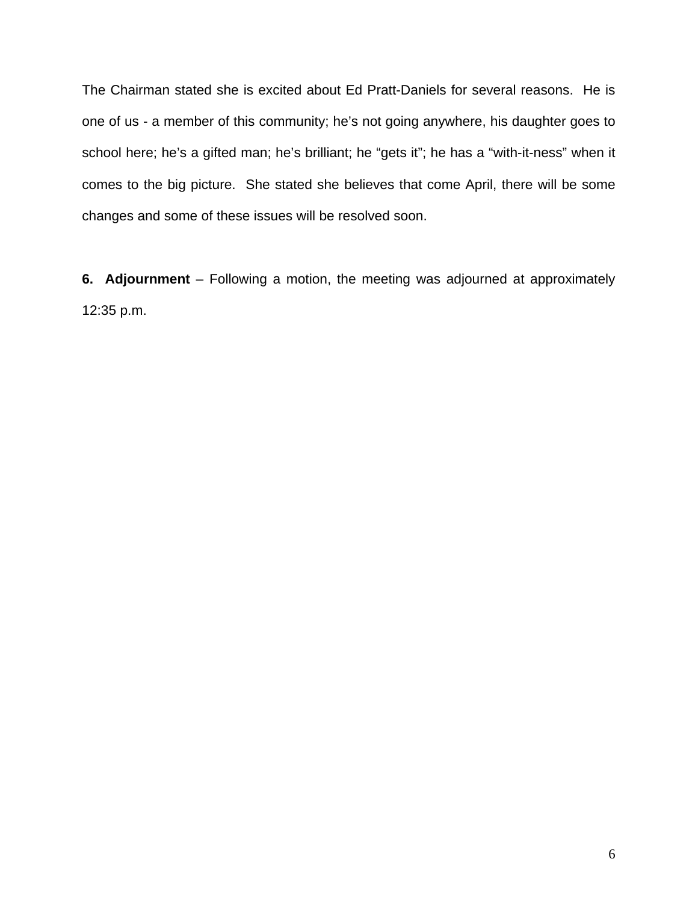The Chairman stated she is excited about Ed Pratt-Daniels for several reasons. He is one of us - a member of this community; he's not going anywhere, his daughter goes to school here; he's a gifted man; he's brilliant; he "gets it"; he has a "with-it-ness" when it comes to the big picture. She stated she believes that come April, there will be some changes and some of these issues will be resolved soon.

**6. Adjournment** – Following a motion, the meeting was adjourned at approximately 12:35 p.m.